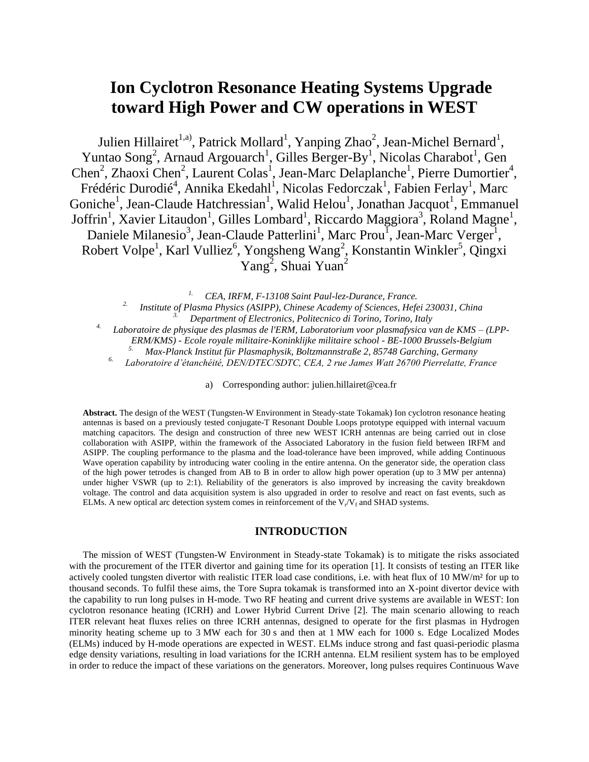# Ion Cyclotron Resonance Heating Systems Upgrade toward High Power and CW operations in WEST

Julien Hillairet[1,a)], Patrick Mollard[1], Yanping Zhao[2], Jean-Michel Bernard[1], Yuntao Song[2], Arnaud Argouarch[1], Gilles Berger-By[1], Nicolas Charabot[1], Gen Chen[2], Zhaoxi Chen[2], Laurent Colas[1], Jean-Marc Delaplanche[1], Pierre Dumortier[4], Frédéric Durodié[4], Annika Ekedahl[1], Nicolas Fedorczak[1], Fabien Ferlay[1], Marc Goniche[1], Jean-Claude Hatchressian[1], Walid Helou[1], Jonathan Jacquot[1], Emmanuel Joffrin[1], Xavier Litaudon[1], Gilles Lombard[1], Riccardo Maggiora[3], Roland Magne[1], Daniele Milanesio[3], Jean-Claude Patterlini[1], Marc Prou[1], Jean-Marc Verger[1], Robert Volpe[1], Karl Vulliez[6], Yongsheng Wang[2], Konstantin Winkler[5], Qingxi Yang[2], Shuai Yuan[2]

*[1.] CEA, IRFM, F-13108 Saint Paul-lez-Durance, France.*
*[2.] Institute of Plasma Physics (ASIPP), Chinese Academy of Sciences, Hefei 230031, China*
*[3.] Department of Electronics, Politecnico di Torino, Torino, Italy*
*[4.] Laboratoire de physique des plasmas de l'ERM, Laboratorium voor plasmafysica van de KMS – (LPP-ERM/KMS) - Ecole royale militaire-Koninklijke militaire school - BE-1000 Brussels-Belgium*
*[5.] Max-Planck Institut für Plasmaphysik, Boltzmannstraße 2, 85748 Garching, Germany*
*[6.] Laboratoire d'étanchéité, DEN/DTEC/SDTC, CEA, 2 rue James Watt 26700 Pierrelatte, France*

a) Corresponding author: julien.hillairet@cea.fr

**Abstract.** The design of the WEST (Tungsten-W Environment in Steady-state Tokamak) Ion cyclotron resonance heating antennas is based on a previously tested conjugate-T Resonant Double Loops prototype equipped with internal vacuum matching capacitors. The design and construction of three new WEST ICRH antennas are being carried out in close collaboration with ASIPP, within the framework of the Associated Laboratory in the fusion field between IRFM and ASIPP. The coupling performance to the plasma and the load-tolerance have been improved, while adding Continuous Wave operation capability by introducing water cooling in the entire antenna. On the generator side, the operation class of the high power tetrodes is changed from AB to B in order to allow high power operation (up to 3 MW per antenna) under higher VSWR (up to 2:1). Reliability of the generators is also improved by increasing the cavity breakdown voltage. The control and data acquisition system is also upgraded in order to resolve and react on fast events, such as ELMs. A new optical arc detection system comes in reinforcement of the $V_r/V_f$ and SHAD systems.

## INTRODUCTION

The mission of WEST (Tungsten-W Environment in Steady-state Tokamak) is to mitigate the risks associated with the procurement of the ITER divertor and gaining time for its operation [1]. It consists of testing an ITER like actively cooled tungsten divertor with realistic ITER load case conditions, i.e. with heat flux of 10 MW/m² for up to thousand seconds. To fulfil these aims, the Tore Supra tokamak is transformed into an X-point divertor device with the capability to run long pulses in H-mode. Two RF heating and current drive systems are available in WEST: Ion cyclotron resonance heating (ICRH) and Lower Hybrid Current Drive [2]. The main scenario allowing to reach ITER relevant heat fluxes relies on three ICRH antennas, designed to operate for the first plasmas in Hydrogen minority heating scheme up to 3 MW each for 30 s and then at 1 MW each for 1000 s. Edge Localized Modes (ELMs) induced by H-mode operations are expected in WEST. ELMs induce strong and fast quasi-periodic plasma edge density variations, resulting in load variations for the ICRH antenna. ELM resilient system has to be employed in order to reduce the impact of these variations on the generators. Moreover, long pulses requires Continuous Wave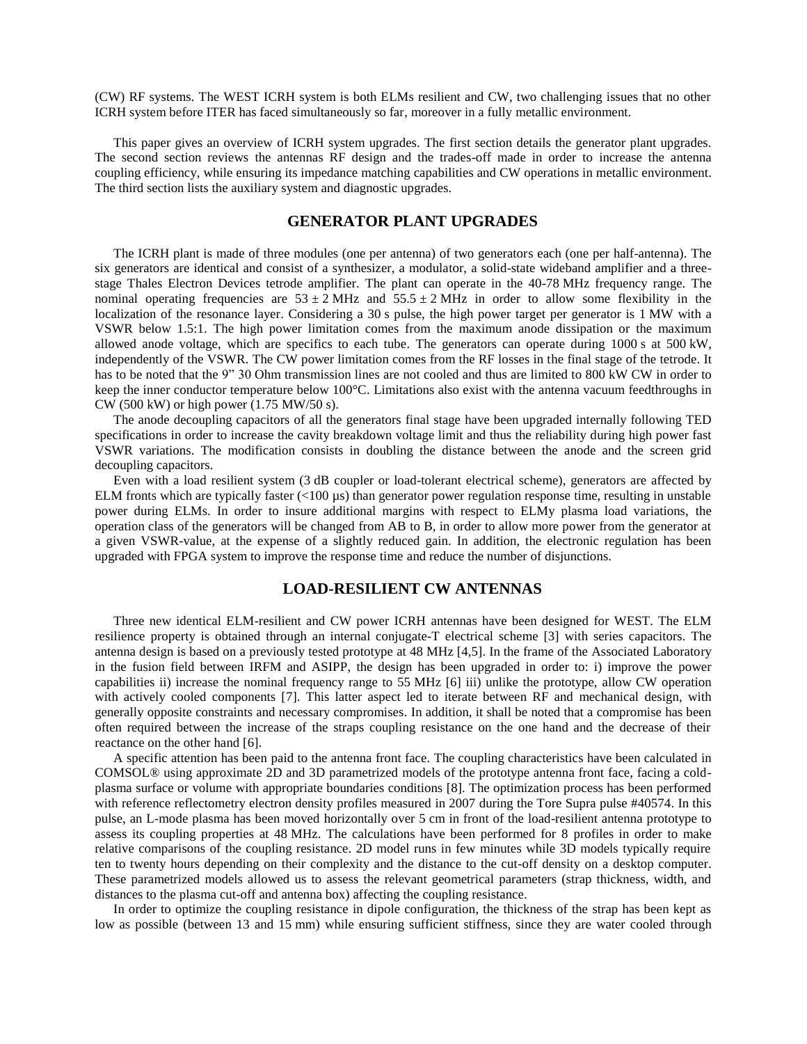(CW) RF systems. The WEST ICRH system is both ELMs resilient and CW, two challenging issues that no other ICRH system before ITER has faced simultaneously so far, moreover in a fully metallic environment.

This paper gives an overview of ICRH system upgrades. The first section details the generator plant upgrades. The second section reviews the antennas RF design and the trades-off made in order to increase the antenna coupling efficiency, while ensuring its impedance matching capabilities and CW operations in metallic environment. The third section lists the auxiliary system and diagnostic upgrades.

## GENERATOR PLANT UPGRADES

The ICRH plant is made of three modules (one per antenna) of two generators each (one per half-antenna). The six generators are identical and consist of a synthesizer, a modulator, a solid-state wideband amplifier and a three-stage Thales Electron Devices tetrode amplifier. The plant can operate in the 40-78 MHz frequency range. The nominal operating frequencies are $53 \pm 2$ MHz and $55.5 \pm 2$ MHz in order to allow some flexibility in the localization of the resonance layer. Considering a 30 s pulse, the high power target per generator is 1 MW with a VSWR below 1.5:1. The high power limitation comes from the maximum anode dissipation or the maximum allowed anode voltage, which are specifics to each tube. The generators can operate during 1000 s at 500 kW, independently of the VSWR. The CW power limitation comes from the RF losses in the final stage of the tetrode. It has to be noted that the 9" 30 Ohm transmission lines are not cooled and thus are limited to 800 kW CW in order to keep the inner conductor temperature below 100°C. Limitations also exist with the antenna vacuum feedthroughs in CW (500 kW) or high power (1.75 MW/50 s).

The anode decoupling capacitors of all the generators final stage have been upgraded internally following TED specifications in order to increase the cavity breakdown voltage limit and thus the reliability during high power fast VSWR variations. The modification consists in doubling the distance between the anode and the screen grid decoupling capacitors.

Even with a load resilient system (3 dB coupler or load-tolerant electrical scheme), generators are affected by ELM fronts which are typically faster (<100 µs) than generator power regulation response time, resulting in unstable power during ELMs. In order to insure additional margins with respect to ELMy plasma load variations, the operation class of the generators will be changed from AB to B, in order to allow more power from the generator at a given VSWR-value, at the expense of a slightly reduced gain. In addition, the electronic regulation has been upgraded with FPGA system to improve the response time and reduce the number of disjunctions.

## LOAD-RESILIENT CW ANTENNAS

Three new identical ELM-resilient and CW power ICRH antennas have been designed for WEST. The ELM resilience property is obtained through an internal conjugate-T electrical scheme [3] with series capacitors. The antenna design is based on a previously tested prototype at 48 MHz [4,5]. In the frame of the Associated Laboratory in the fusion field between IRFM and ASIPP, the design has been upgraded in order to: i) improve the power capabilities ii) increase the nominal frequency range to 55 MHz [6] iii) unlike the prototype, allow CW operation with actively cooled components [7]. This latter aspect led to iterate between RF and mechanical design, with generally opposite constraints and necessary compromises. In addition, it shall be noted that a compromise has been often required between the increase of the straps coupling resistance on the one hand and the decrease of their reactance on the other hand [6].

A specific attention has been paid to the antenna front face. The coupling characteristics have been calculated in COMSOL® using approximate 2D and 3D parametrized models of the prototype antenna front face, facing a cold-plasma surface or volume with appropriate boundaries conditions [8]. The optimization process has been performed with reference reflectometry electron density profiles measured in 2007 during the Tore Supra pulse #40574. In this pulse, an L-mode plasma has been moved horizontally over 5 cm in front of the load-resilient antenna prototype to assess its coupling properties at 48 MHz. The calculations have been performed for 8 profiles in order to make relative comparisons of the coupling resistance. 2D model runs in few minutes while 3D models typically require ten to twenty hours depending on their complexity and the distance to the cut-off density on a desktop computer. These parametrized models allowed us to assess the relevant geometrical parameters (strap thickness, width, and distances to the plasma cut-off and antenna box) affecting the coupling resistance.

In order to optimize the coupling resistance in dipole configuration, the thickness of the strap has been kept as low as possible (between 13 and 15 mm) while ensuring sufficient stiffness, since they are water cooled through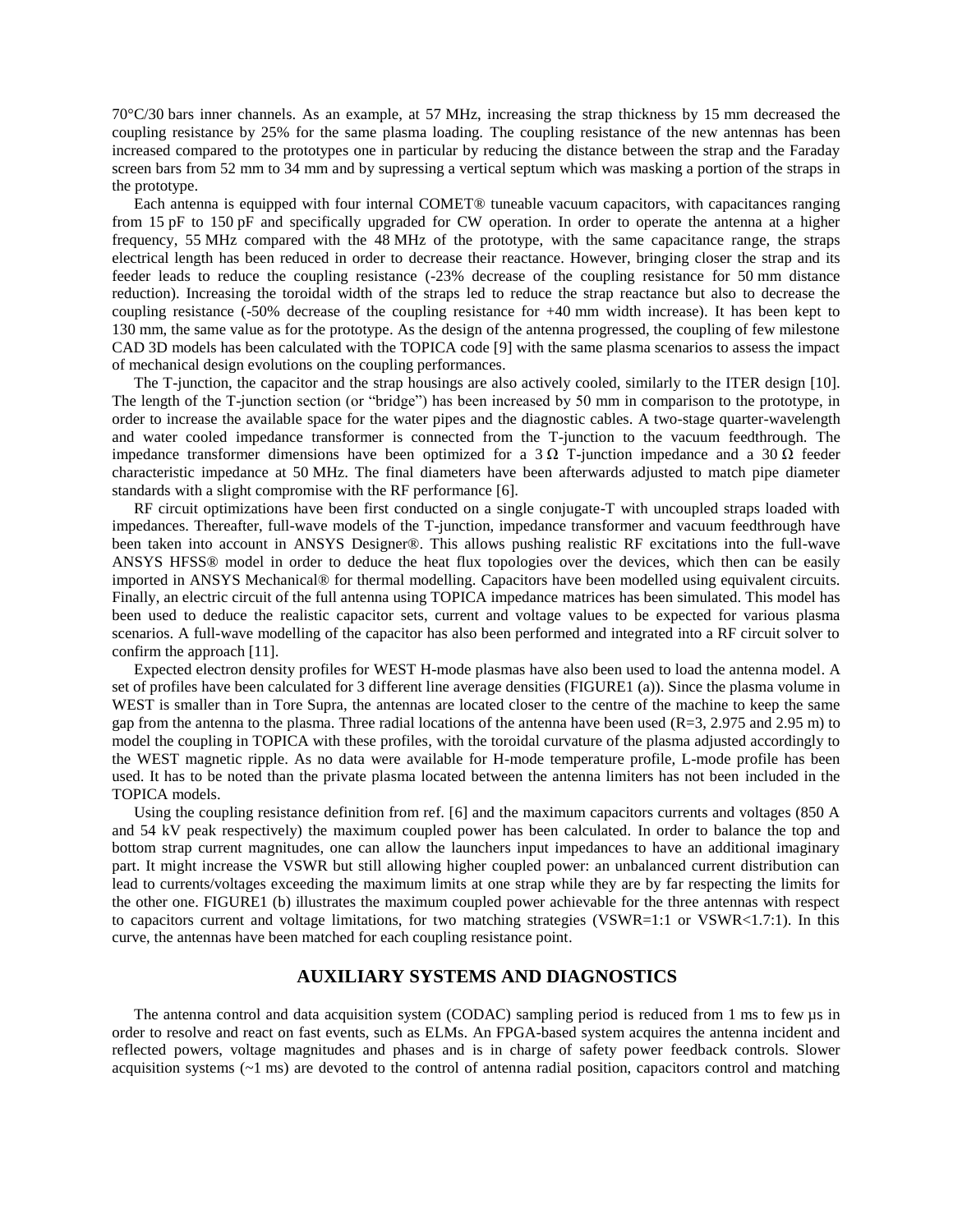70°C/30 bars inner channels. As an example, at 57 MHz, increasing the strap thickness by 15 mm decreased the coupling resistance by 25% for the same plasma loading. The coupling resistance of the new antennas has been increased compared to the prototypes one in particular by reducing the distance between the strap and the Faraday screen bars from 52 mm to 34 mm and by supressing a vertical septum which was masking a portion of the straps in the prototype.

Each antenna is equipped with four internal COMET® tuneable vacuum capacitors, with capacitances ranging from 15 pF to 150 pF and specifically upgraded for CW operation. In order to operate the antenna at a higher frequency, 55 MHz compared with the 48 MHz of the prototype, with the same capacitance range, the straps electrical length has been reduced in order to decrease their reactance. However, bringing closer the strap and its feeder leads to reduce the coupling resistance (-23% decrease of the coupling resistance for 50 mm distance reduction). Increasing the toroidal width of the straps led to reduce the strap reactance but also to decrease the coupling resistance (-50% decrease of the coupling resistance for +40 mm width increase). It has been kept to 130 mm, the same value as for the prototype. As the design of the antenna progressed, the coupling of few milestone CAD 3D models has been calculated with the TOPICA code [9] with the same plasma scenarios to assess the impact of mechanical design evolutions on the coupling performances.

The T-junction, the capacitor and the strap housings are also actively cooled, similarly to the ITER design [10]. The length of the T-junction section (or "bridge") has been increased by 50 mm in comparison to the prototype, in order to increase the available space for the water pipes and the diagnostic cables. A two-stage quarter-wavelength and water cooled impedance transformer is connected from the T-junction to the vacuum feedthrough. The impedance transformer dimensions have been optimized for a 3 Ω T-junction impedance and a 30 Ω feeder characteristic impedance at 50 MHz. The final diameters have been afterwards adjusted to match pipe diameter standards with a slight compromise with the RF performance [6].

RF circuit optimizations have been first conducted on a single conjugate-T with uncoupled straps loaded with impedances. Thereafter, full-wave models of the T-junction, impedance transformer and vacuum feedthrough have been taken into account in ANSYS Designer®. This allows pushing realistic RF excitations into the full-wave ANSYS HFSS® model in order to deduce the heat flux topologies over the devices, which then can be easily imported in ANSYS Mechanical® for thermal modelling. Capacitors have been modelled using equivalent circuits. Finally, an electric circuit of the full antenna using TOPICA impedance matrices has been simulated. This model has been used to deduce the realistic capacitor sets, current and voltage values to be expected for various plasma scenarios. A full-wave modelling of the capacitor has also been performed and integrated into a RF circuit solver to confirm the approach [11].

Expected electron density profiles for WEST H-mode plasmas have also been used to load the antenna model. A set of profiles have been calculated for 3 different line average densities (FIGURE1 (a)). Since the plasma volume in WEST is smaller than in Tore Supra, the antennas are located closer to the centre of the machine to keep the same gap from the antenna to the plasma. Three radial locations of the antenna have been used (R=3, 2.975 and 2.95 m) to model the coupling in TOPICA with these profiles, with the toroidal curvature of the plasma adjusted accordingly to the WEST magnetic ripple. As no data were available for H-mode temperature profile, L-mode profile has been used. It has to be noted than the private plasma located between the antenna limiters has not been included in the TOPICA models.

Using the coupling resistance definition from ref. [6] and the maximum capacitors currents and voltages (850 A and 54 kV peak respectively) the maximum coupled power has been calculated. In order to balance the top and bottom strap current magnitudes, one can allow the launchers input impedances to have an additional imaginary part. It might increase the VSWR but still allowing higher coupled power: an unbalanced current distribution can lead to currents/voltages exceeding the maximum limits at one strap while they are by far respecting the limits for the other one. FIGURE1 (b) illustrates the maximum coupled power achievable for the three antennas with respect to capacitors current and voltage limitations, for two matching strategies (VSWR=1:1 or VSWR<1.7:1). In this curve, the antennas have been matched for each coupling resistance point.

## AUXILIARY SYSTEMS AND DIAGNOSTICS

The antenna control and data acquisition system (CODAC) sampling period is reduced from 1 ms to few μs in order to resolve and react on fast events, such as ELMs. An FPGA-based system acquires the antenna incident and reflected powers, voltage magnitudes and phases and is in charge of safety power feedback controls. Slower acquisition systems (~1 ms) are devoted to the control of antenna radial position, capacitors control and matching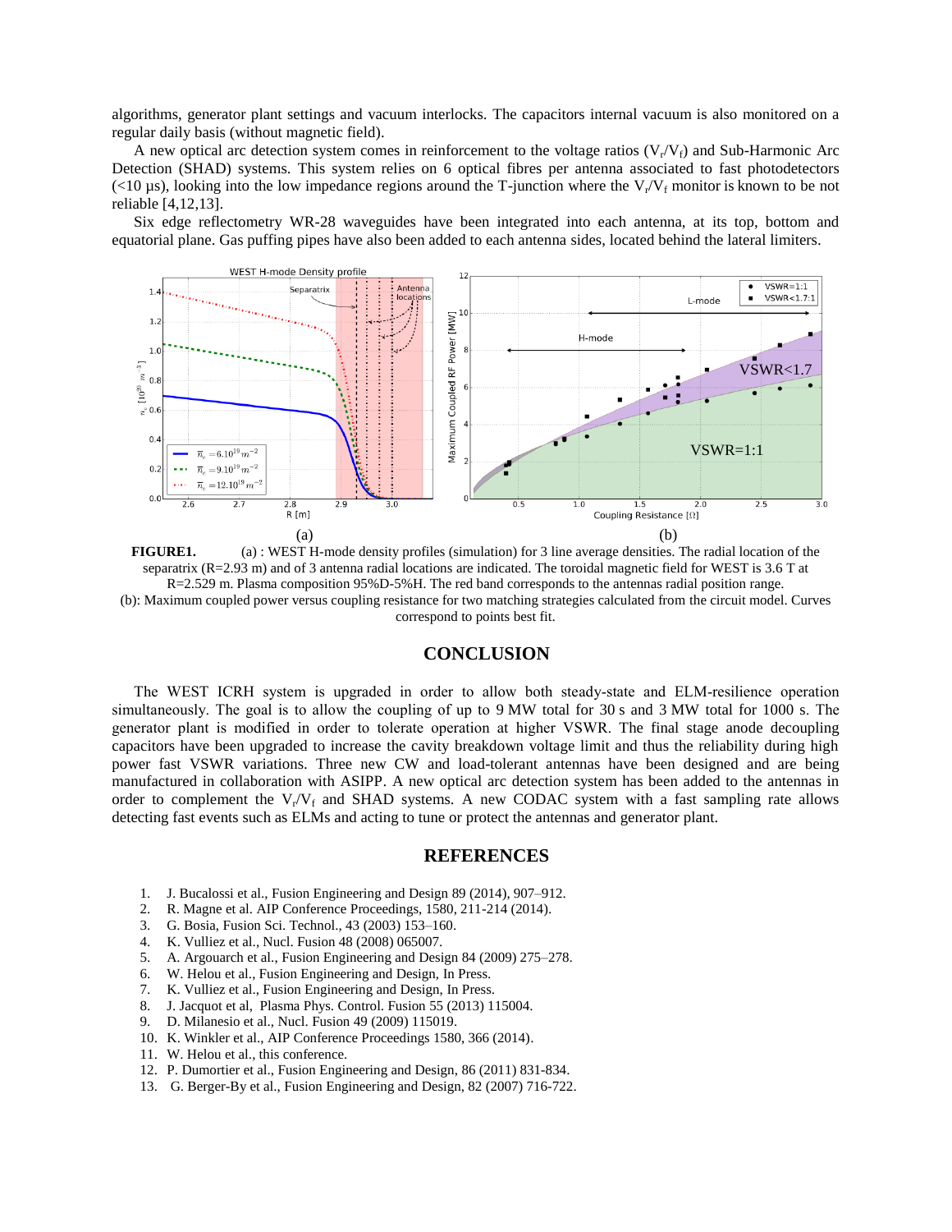algorithms, generator plant settings and vacuum interlocks. The capacitors internal vacuum is also monitored on a regular daily basis (without magnetic field).

A new optical arc detection system comes in reinforcement to the voltage ratios ($V_r/V_f$) and Sub-Harmonic Arc Detection (SHAD) systems. This system relies on 6 optical fibres per antenna associated to fast photodetectors (<10 µs), looking into the low impedance regions around the T-junction where the $V_r/V_f$ monitor is known to be not reliable [4,12,13].

Six edge reflectometry WR-28 waveguides have been integrated into each antenna, at its top, bottom and equatorial plane. Gas puffing pipes have also been added to each antenna sides, located behind the lateral limiters.

WEST H-mode Density profile

Separatrix

Antenna locations

$n_e$ [$10^{20}$ $m^{-3}$]

R [m]

$\bar{n}_e = 6.10^{19} m^{-2}$

$\bar{n}_e = 9.10^{19} m^{-2}$

$\bar{n}_e = 12.10^{19} m^{-2}$

(a)

Maximum Coupled RF Power [MW]

Coupling Resistance [Ω]

VSWR=1:1

VSWR<1.7:1

L-mode

H-mode

VSWR<1.7

VSWR=1:1

(b)

**FIGURE1.** (a) : WEST H-mode density profiles (simulation) for 3 line average densities. The radial location of the separatrix (R=2.93 m) and of 3 antenna radial locations are indicated. The toroidal magnetic field for WEST is 3.6 T at R=2.529 m. Plasma composition 95%D-5%H. The red band corresponds to the antennas radial position range. (b): Maximum coupled power versus coupling resistance for two matching strategies calculated from the circuit model. Curves correspond to points best fit.

## CONCLUSION

The WEST ICRH system is upgraded in order to allow both steady-state and ELM-resilience operation simultaneously. The goal is to allow the coupling of up to 9 MW total for 30 s and 3 MW total for 1000 s. The generator plant is modified in order to tolerate operation at higher VSWR. The final stage anode decoupling capacitors have been upgraded to increase the cavity breakdown voltage limit and thus the reliability during high power fast VSWR variations. Three new CW and load-tolerant antennas have been designed and are being manufactured in collaboration with ASIPP. A new optical arc detection system has been added to the antennas in order to complement the $V_r/V_f$ and SHAD systems. A new CODAC system with a fast sampling rate allows detecting fast events such as ELMs and acting to tune or protect the antennas and generator plant.

## REFERENCES

1. J. Bucalossi et al., Fusion Engineering and Design 89 (2014), 907–912.
2. R. Magne et al. AIP Conference Proceedings, 1580, 211-214 (2014).
3. G. Bosia, Fusion Sci. Technol., 43 (2003) 153–160.
4. K. Vulliez et al., Nucl. Fusion 48 (2008) 065007.
5. A. Argouarch et al., Fusion Engineering and Design 84 (2009) 275–278.
6. W. Helou et al., Fusion Engineering and Design, In Press.
7. K. Vulliez et al., Fusion Engineering and Design, In Press.
8. J. Jacquot et al, Plasma Phys. Control. Fusion 55 (2013) 115004.
9. D. Milanesio et al., Nucl. Fusion 49 (2009) 115019.
10. K. Winkler et al., AIP Conference Proceedings 1580, 366 (2014).
11. W. Helou et al., this conference.
12. P. Dumortier et al., Fusion Engineering and Design, 86 (2011) 831-834.
13. G. Berger-By et al., Fusion Engineering and Design, 82 (2007) 716-722.